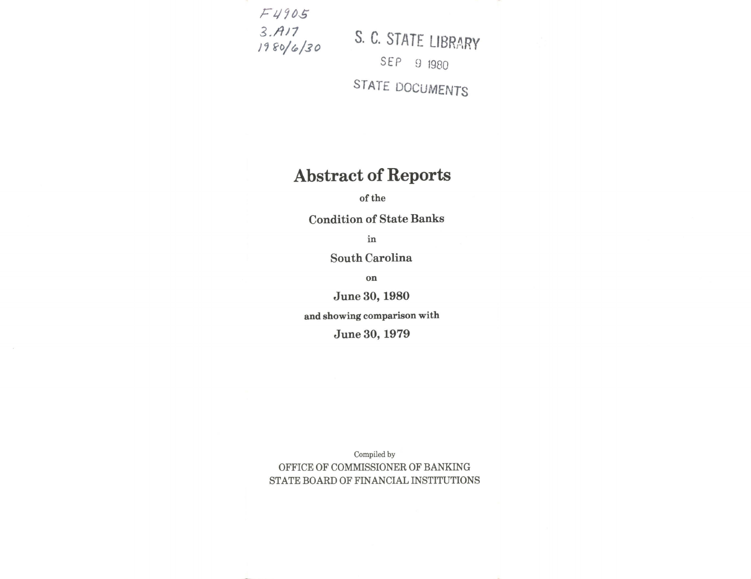F4905
3.A17
1980/6/30

S. C. STATE LIBRARY

SEP 9 1980

STATE DOCUMENTS

# Abstract of Reports

**of the**

**Condition of State Banks**

**in**

**South Carolina**

**on**

**June 30, 1980**

**and showing comparison with**

**June 30, 1979**

Compiled by

OFFICE OF COMMISSIONER OF BANKING
STATE BOARD OF FINANCIAL INSTITUTIONS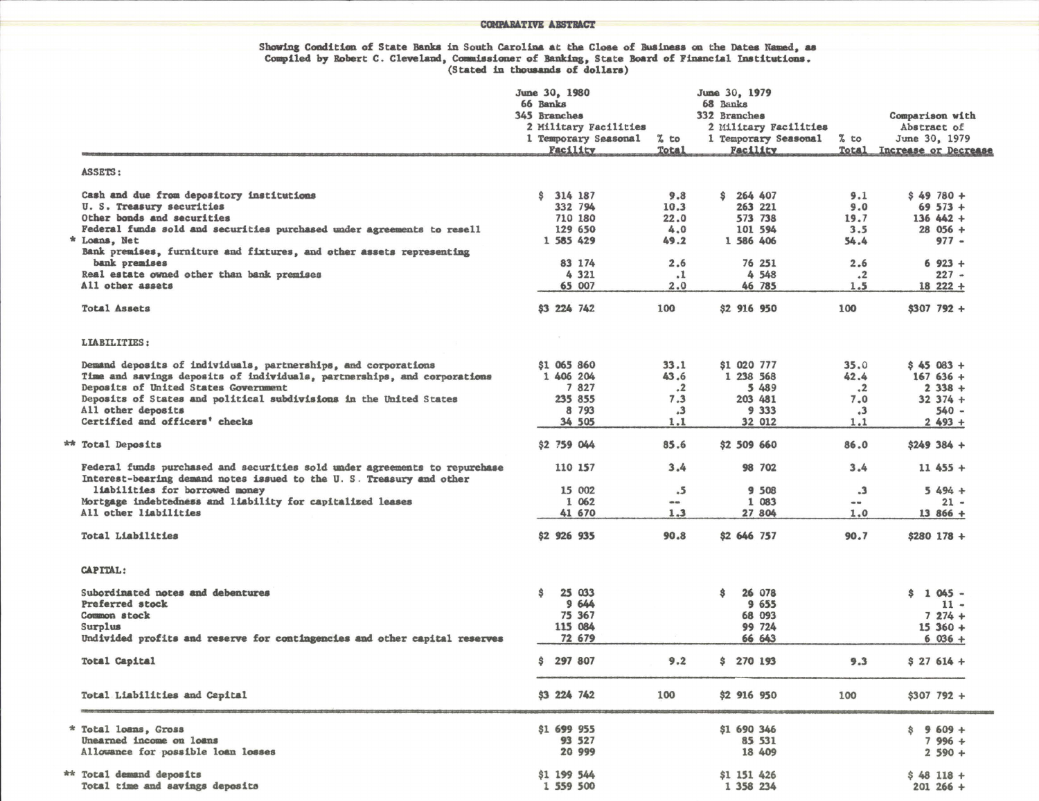## COMPARATIVE ABSTRACT

**Showing Condition of State Banks in South Carolina at the Close of Business on the Dates Named, as Compiled by Robert C. Cleveland, Commissioner of Banking, State Board of Financial Institutions.**
**(Stated in thousands of dollars)**

| | June 30, 1980 66 Banks 345 Branches 2 Military Facilities 1 Temporary Seasonal Facility | % to Total | June 30, 1979 68 Banks 332 Branches 2 Military Facilities 1 Temporary Seasonal Facility | % to Total | Comparison with Abstract of June 30, 1979 Increase or Decrease |
|---|---|---|---|---|---|
| **ASSETS:** | | | | | |
| Cash and due from depository institutions | $ 314 187 | 9.8 | $ 264 407 | 9.1 | $ 49 780 + |
| U. S. Treasury securities | 332 794 | 10.3 | 263 221 | 9.0 | 69 573 + |
| Other bonds and securities | 710 180 | 22.0 | 573 738 | 19.7 | 136 442 + |
| Federal funds sold and securities purchased under agreements to resell | 129 650 | 4.0 | 101 594 | 3.5 | 28 056 + |
| * Loans, Net | 1 585 429 | 49.2 | 1 586 406 | 54.4 | 977 - |
| Bank premises, furniture and fixtures, and other assets representing bank premises | 83 174 | 2.6 | 76 251 | 2.6 | 6 923 + |
| Real estate owned other than bank premises | 4 321 | .1 | 4 548 | .2 | 227 - |
| All other assets | 65 007 | 2.0 | 46 785 | 1.5 | 18 222 + |
| Total Assets | $3 224 742 | 100 | $2 916 950 | 100 | $307 792 + |
| **LIABILITIES:** | | | | | |
| Demand deposits of individuals, partnerships, and corporations | $1 065 860 | 33.1 | $1 020 777 | 35.0 | $ 45 083 + |
| Time and savings deposits of individuals, partnerships, and corporations | 1 406 204 | 43.6 | 1 238 568 | 42.4 | 167 636 + |
| Deposits of United States Government | 7 827 | .2 | 5 489 | .2 | 2 338 + |
| Deposits of States and political subdivisions in the United States | 235 855 | 7.3 | 203 481 | 7.0 | 32 374 + |
| All other deposits | 8 793 | .3 | 9 333 | .3 | 540 - |
| Certified and officers' checks | 34 505 | 1.1 | 32 012 | 1.1 | 2 493 + |
| ** Total Deposits | $2 759 044 | 85.6 | $2 509 660 | 86.0 | $249 384 + |
| Federal funds purchased and securities sold under agreements to repurchase | 110 157 | 3.4 | 98 702 | 3.4 | 11 455 + |
| Interest-bearing demand notes issued to the U. S. Treasury and other liabilities for borrowed money | 15 002 | .5 | 9 508 | .3 | 5 494 + |
| Mortgage indebtedness and liability for capitalized leases | 1 062 | -- | 1 083 | -- | 21 - |
| All other liabilities | 41 670 | 1.3 | 27 804 | 1.0 | 13 866 + |
| Total Liabilities | $2 926 935 | 90.8 | $2 646 757 | 90.7 | $280 178 + |
| **CAPITAL:** | | | | | |
| Subordinated notes and debentures | $ 25 033 | | $ 26 078 | | $ 1 045 - |
| Preferred stock | 9 644 | | 9 655 | | 11 - |
| Common stock | 75 367 | | 68 093 | | 7 274 + |
| Surplus | 115 084 | | 99 724 | | 15 360 + |
| Undivided profits and reserve for contingencies and other capital reserves | 72 679 | | 66 643 | | 6 036 + |
| Total Capital | $ 297 807 | 9.2 | $ 270 193 | 9.3 | $ 27 614 + |
| Total Liabilities and Capital | $3 224 742 | 100 | $2 916 950 | 100 | $307 792 + |
| * Total loans, Gross | $1 699 955 | | $1 690 346 | | $ 9 609 + |
| Unearned income on loans | 93 527 | | 85 531 | | 7 996 + |
| Allowance for possible loan losses | 20 999 | | 18 409 | | 2 590 + |
| ** Total demand deposits | $1 199 544 | | $1 151 426 | | $ 48 118 + |
| Total time and savings deposits | 1 559 500 | | 1 358 234 | | 201 266 + |